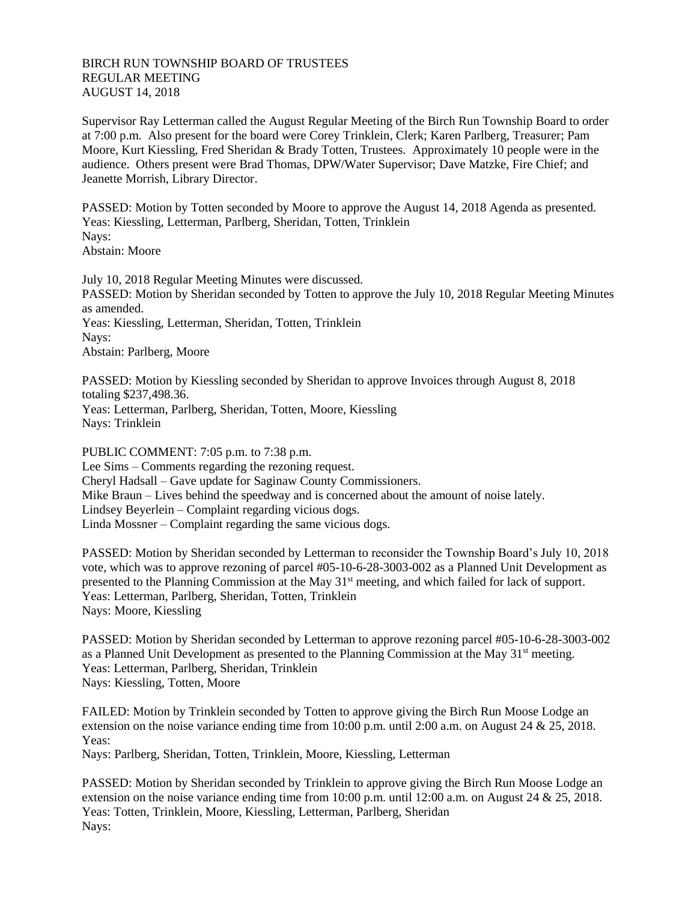BIRCH RUN TOWNSHIP BOARD OF TRUSTEES
REGULAR MEETING
AUGUST 14, 2018

Supervisor Ray Letterman called the August Regular Meeting of the Birch Run Township Board to order at 7:00 p.m. Also present for the board were Corey Trinklein, Clerk; Karen Parlberg, Treasurer; Pam Moore, Kurt Kiessling, Fred Sheridan & Brady Totten, Trustees. Approximately 10 people were in the audience. Others present were Brad Thomas, DPW/Water Supervisor; Dave Matzke, Fire Chief; and Jeanette Morrish, Library Director.

PASSED: Motion by Totten seconded by Moore to approve the August 14, 2018 Agenda as presented.
Yeas: Kiessling, Letterman, Parlberg, Sheridan, Totten, Trinklein
Nays:
Abstain: Moore

July 10, 2018 Regular Meeting Minutes were discussed.
PASSED: Motion by Sheridan seconded by Totten to approve the July 10, 2018 Regular Meeting Minutes as amended.
Yeas: Kiessling, Letterman, Sheridan, Totten, Trinklein
Nays:
Abstain: Parlberg, Moore

PASSED: Motion by Kiessling seconded by Sheridan to approve Invoices through August 8, 2018 totaling $237,498.36.
Yeas: Letterman, Parlberg, Sheridan, Totten, Moore, Kiessling
Nays: Trinklein

PUBLIC COMMENT: 7:05 p.m. to 7:38 p.m.
Lee Sims – Comments regarding the rezoning request.
Cheryl Hadsall – Gave update for Saginaw County Commissioners.
Mike Braun – Lives behind the speedway and is concerned about the amount of noise lately.
Lindsey Beyerlein – Complaint regarding vicious dogs.
Linda Mossner – Complaint regarding the same vicious dogs.

PASSED: Motion by Sheridan seconded by Letterman to reconsider the Township Board's July 10, 2018 vote, which was to approve rezoning of parcel #05-10-6-28-3003-002 as a Planned Unit Development as presented to the Planning Commission at the May 31st meeting, and which failed for lack of support.
Yeas: Letterman, Parlberg, Sheridan, Totten, Trinklein
Nays: Moore, Kiessling

PASSED: Motion by Sheridan seconded by Letterman to approve rezoning parcel #05-10-6-28-3003-002 as a Planned Unit Development as presented to the Planning Commission at the May 31st meeting.
Yeas: Letterman, Parlberg, Sheridan, Trinklein
Nays: Kiessling, Totten, Moore

FAILED: Motion by Trinklein seconded by Totten to approve giving the Birch Run Moose Lodge an extension on the noise variance ending time from 10:00 p.m. until 2:00 a.m. on August 24 & 25, 2018.
Yeas:
Nays: Parlberg, Sheridan, Totten, Trinklein, Moore, Kiessling, Letterman

PASSED: Motion by Sheridan seconded by Trinklein to approve giving the Birch Run Moose Lodge an extension on the noise variance ending time from 10:00 p.m. until 12:00 a.m. on August 24 & 25, 2018.
Yeas: Totten, Trinklein, Moore, Kiessling, Letterman, Parlberg, Sheridan
Nays: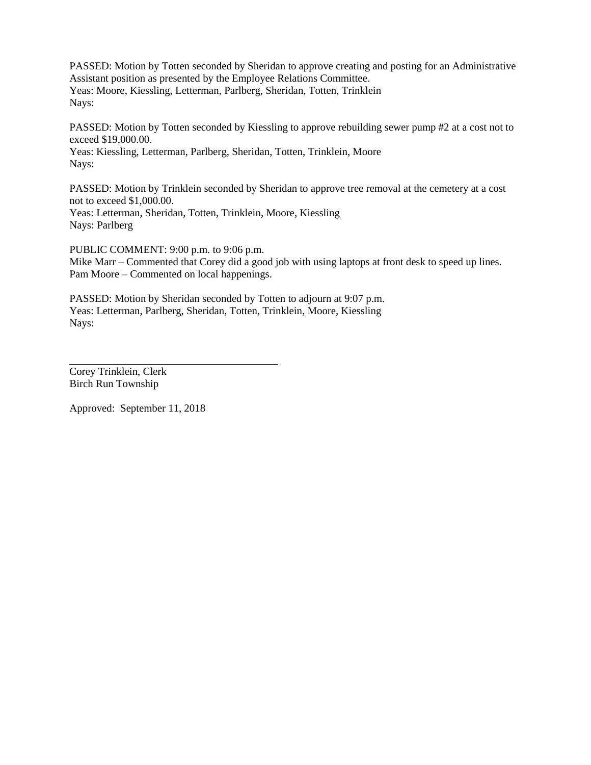PASSED: Motion by Totten seconded by Sheridan to approve creating and posting for an Administrative Assistant position as presented by the Employee Relations Committee.
Yeas: Moore, Kiessling, Letterman, Parlberg, Sheridan, Totten, Trinklein
Nays:

PASSED: Motion by Totten seconded by Kiessling to approve rebuilding sewer pump #2 at a cost not to exceed $19,000.00.
Yeas: Kiessling, Letterman, Parlberg, Sheridan, Totten, Trinklein, Moore
Nays:

PASSED: Motion by Trinklein seconded by Sheridan to approve tree removal at the cemetery at a cost not to exceed $1,000.00.
Yeas: Letterman, Sheridan, Totten, Trinklein, Moore, Kiessling
Nays: Parlberg

PUBLIC COMMENT: 9:00 p.m. to 9:06 p.m.
Mike Marr – Commented that Corey did a good job with using laptops at front desk to speed up lines.
Pam Moore – Commented on local happenings.

PASSED: Motion by Sheridan seconded by Totten to adjourn at 9:07 p.m.
Yeas: Letterman, Parlberg, Sheridan, Totten, Trinklein, Moore, Kiessling
Nays:

______________________________________

Corey Trinklein, Clerk
Birch Run Township

Approved: September 11, 2018